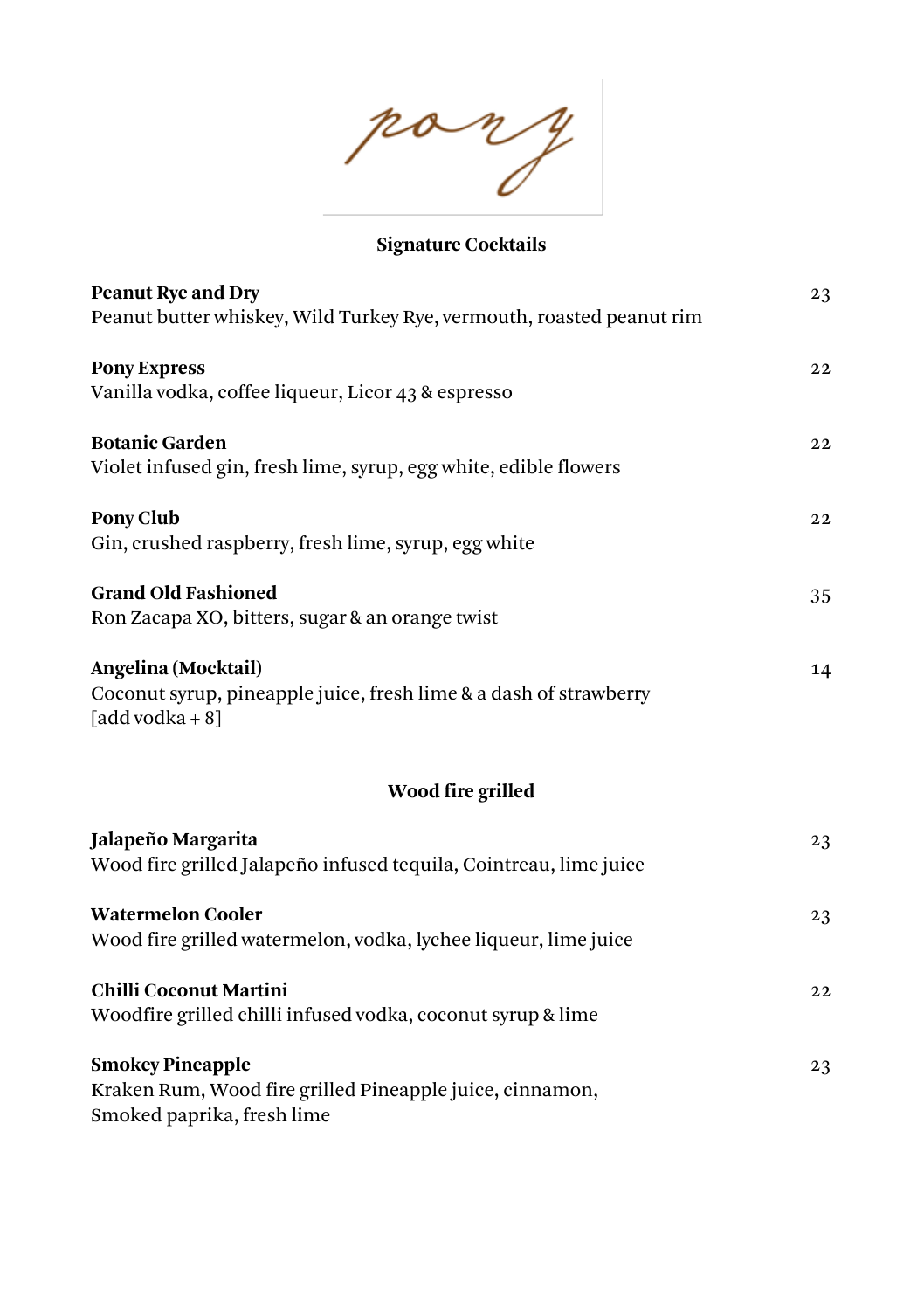# pony

## Signature Cocktails

**Peanut Rye and Dry** 23
Peanut butter whiskey, Wild Turkey Rye, vermouth, roasted peanut rim

**Pony Express** 22
Vanilla vodka, coffee liqueur, Licor 43 & espresso

**Botanic Garden** 22
Violet infused gin, fresh lime, syrup, egg white, edible flowers

**Pony Club** 22
Gin, crushed raspberry, fresh lime, syrup, egg white

**Grand Old Fashioned** 35
Ron Zacapa XO, bitters, sugar & an orange twist

**Angelina (Mocktail)** 14
Coconut syrup, pineapple juice, fresh lime & a dash of strawberry
[add vodka + 8]

## Wood fire grilled

**Jalapeño Margarita** 23
Wood fire grilled Jalapeño infused tequila, Cointreau, lime juice

**Watermelon Cooler** 23
Wood fire grilled watermelon, vodka, lychee liqueur, lime juice

**Chilli Coconut Martini** 22
Woodfire grilled chilli infused vodka, coconut syrup & lime

**Smokey Pineapple** 23
Kraken Rum, Wood fire grilled Pineapple juice, cinnamon,
Smoked paprika, fresh lime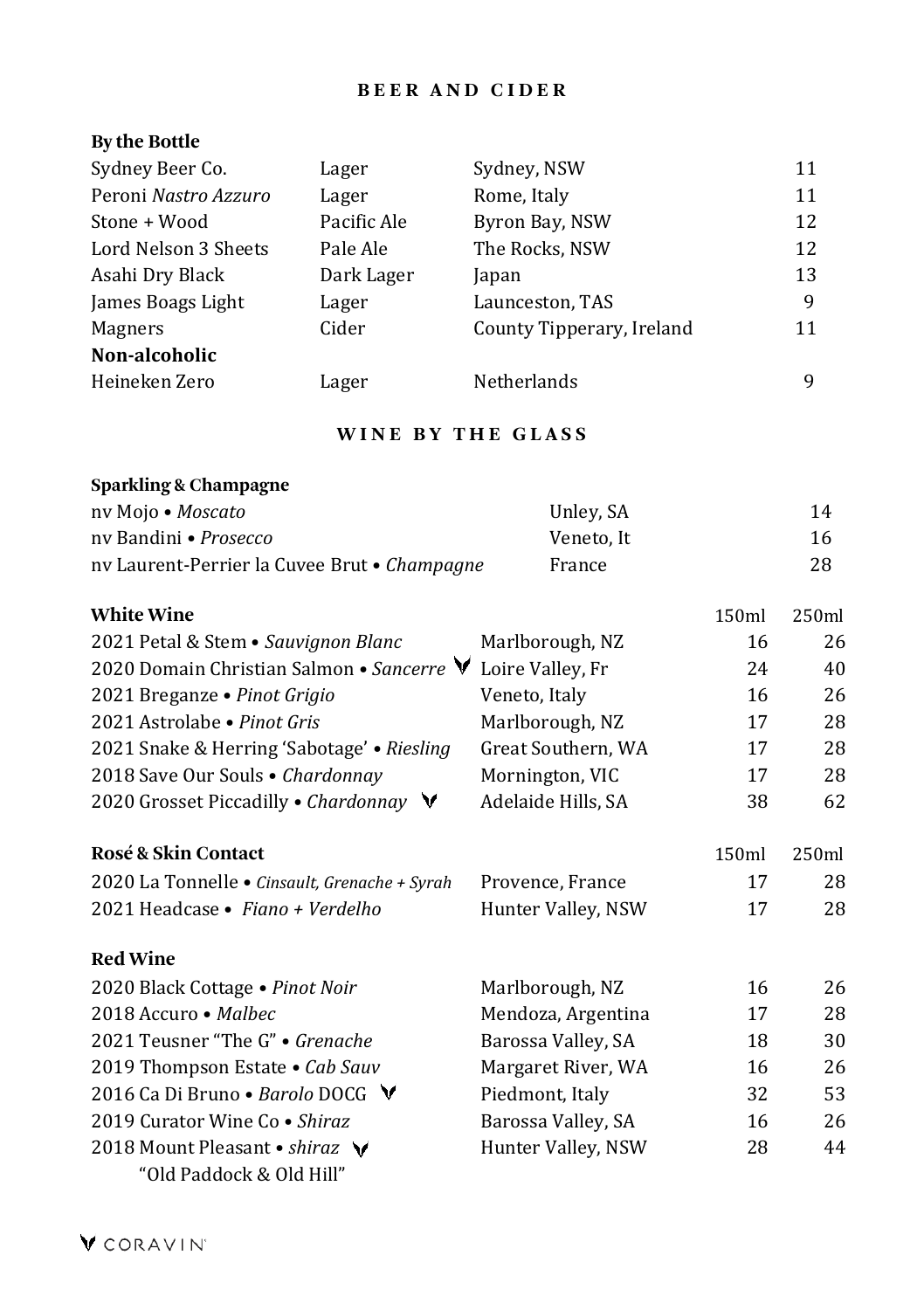## BEER AND CIDER

**By the Bottle**

| | | | |
|---|---|---|---|
| Sydney Beer Co. | Lager | Sydney, NSW | 11 |
| Peroni *Nastro Azzuro* | Lager | Rome, Italy | 11 |
| Stone + Wood | Pacific Ale | Byron Bay, NSW | 12 |
| Lord Nelson 3 Sheets | Pale Ale | The Rocks, NSW | 12 |
| Asahi Dry Black | Dark Lager | Japan | 13 |
| James Boags Light | Lager | Launceston, TAS | 9 |
| Magners | Cider | County Tipperary, Ireland | 11 |
| **Non-alcoholic** | | | |
| Heineken Zero | Lager | Netherlands | 9 |

## WINE BY THE GLASS

**Sparkling & Champagne**

| | | |
|---|---|---|
| nv Mojo • *Moscato* | Unley, SA | 14 |
| nv Bandini • *Prosecco* | Veneto, It | 16 |
| nv Laurent-Perrier la Cuvee Brut • *Champagne* | France | 28 |

**White Wine**

| | | 150ml | 250ml |
|---|---|---|---|
| 2021 Petal & Stem • *Sauvignon Blanc* | Marlborough, NZ | 16 | 26 |
| 2020 Domain Christian Salmon • *Sancerre* V | Loire Valley, Fr | 24 | 40 |
| 2021 Breganze • *Pinot Grigio* | Veneto, Italy | 16 | 26 |
| 2021 Astrolabe • *Pinot Gris* | Marlborough, NZ | 17 | 28 |
| 2021 Snake & Herring 'Sabotage' • *Riesling* | Great Southern, WA | 17 | 28 |
| 2018 Save Our Souls • *Chardonnay* | Mornington, VIC | 17 | 28 |
| 2020 Grosset Piccadilly • *Chardonnay* V | Adelaide Hills, SA | 38 | 62 |

**Rosé & Skin Contact**

| | | 150ml | 250ml |
|---|---|---|---|
| 2020 La Tonnelle • *Cinsault, Grenache + Syrah* | Provence, France | 17 | 28 |
| 2021 Headcase • *Fiano + Verdelho* | Hunter Valley, NSW | 17 | 28 |

**Red Wine**

| | | | |
|---|---|---|---|
| 2020 Black Cottage • *Pinot Noir* | Marlborough, NZ | 16 | 26 |
| 2018 Accuro • *Malbec* | Mendoza, Argentina | 17 | 28 |
| 2021 Teusner "The G" • *Grenache* | Barossa Valley, SA | 18 | 30 |
| 2019 Thompson Estate • *Cab Sauv* | Margaret River, WA | 16 | 26 |
| 2016 Ca Di Bruno • *Barolo* DOCG V | Piedmont, Italy | 32 | 53 |
| 2019 Curator Wine Co • *Shiraz* | Barossa Valley, SA | 16 | 26 |
| 2018 Mount Pleasant • *shiraz* V "Old Paddock & Old Hill" | Hunter Valley, NSW | 28 | 44 |

V CORAVIN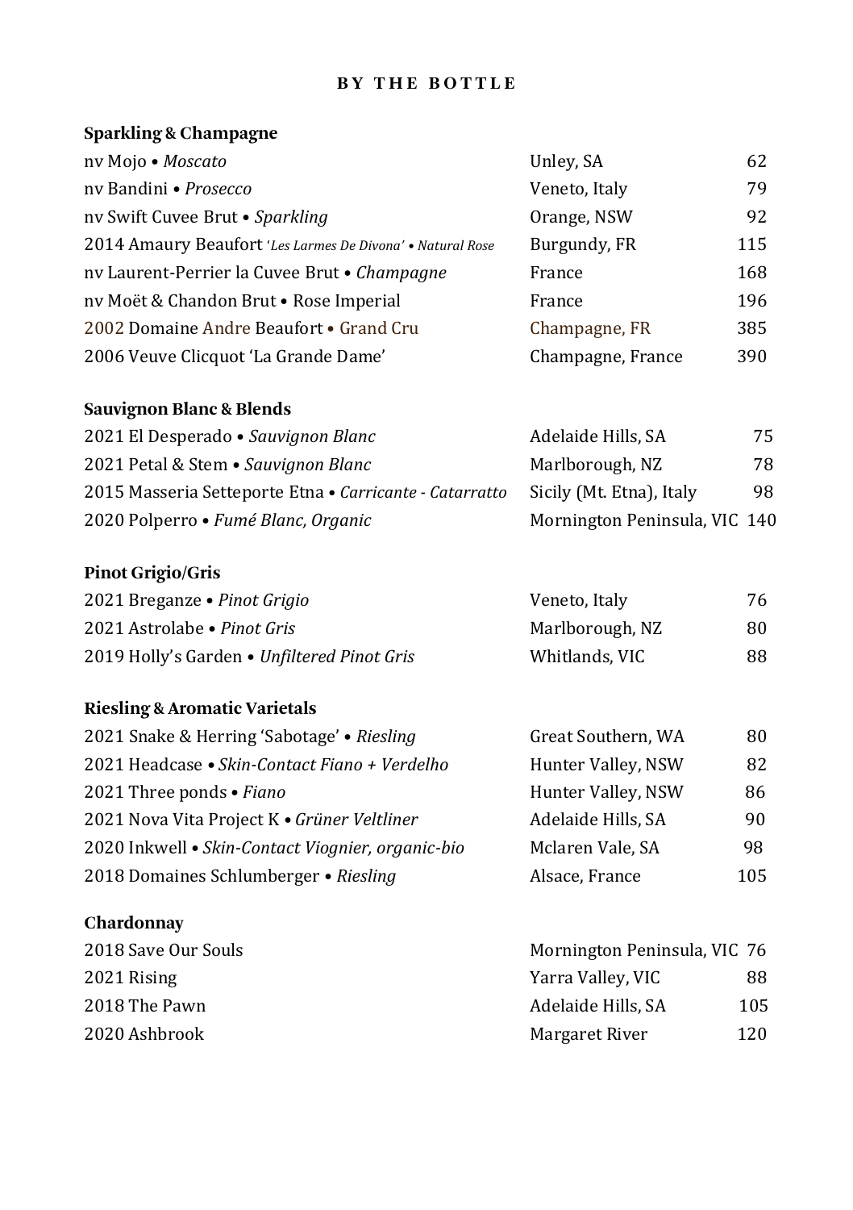## BY THE BOTTLE

### Sparkling & Champagne

| Wine | Region | Price |
|---|---|---|
| nv Mojo • *Moscato* | Unley, SA | 62 |
| nv Bandini • *Prosecco* | Veneto, Italy | 79 |
| nv Swift Cuvee Brut • *Sparkling* | Orange, NSW | 92 |
| 2014 Amaury Beaufort *'Les Larmes De Divona' • Natural Rose* | Burgundy, FR | 115 |
| nv Laurent-Perrier la Cuvee Brut • *Champagne* | France | 168 |
| nv Moët & Chandon Brut • Rose Imperial | France | 196 |
| 2002 Domaine Andre Beaufort • Grand Cru | Champagne, FR | 385 |
| 2006 Veuve Clicquot 'La Grande Dame' | Champagne, France | 390 |

### Sauvignon Blanc & Blends

| Wine | Region | Price |
|---|---|---|
| 2021 El Desperado • *Sauvignon Blanc* | Adelaide Hills, SA | 75 |
| 2021 Petal & Stem • *Sauvignon Blanc* | Marlborough, NZ | 78 |
| 2015 Masseria Setteporte Etna • *Carricante - Catarratto* | Sicily (Mt. Etna), Italy | 98 |
| 2020 Polperro • *Fumé Blanc, Organic* | Mornington Peninsula, VIC | 140 |

### Pinot Grigio/Gris

| Wine | Region | Price |
|---|---|---|
| 2021 Breganze • *Pinot Grigio* | Veneto, Italy | 76 |
| 2021 Astrolabe • *Pinot Gris* | Marlborough, NZ | 80 |
| 2019 Holly's Garden • *Unfiltered Pinot Gris* | Whitlands, VIC | 88 |

### Riesling & Aromatic Varietals

| Wine | Region | Price |
|---|---|---|
| 2021 Snake & Herring 'Sabotage' • *Riesling* | Great Southern, WA | 80 |
| 2021 Headcase • *Skin-Contact Fiano + Verdelho* | Hunter Valley, NSW | 82 |
| 2021 Three ponds • *Fiano* | Hunter Valley, NSW | 86 |
| 2021 Nova Vita Project K • *Grüner Veltliner* | Adelaide Hills, SA | 90 |
| 2020 Inkwell • *Skin-Contact Viognier, organic-bio* | Mclaren Vale, SA | 98 |
| 2018 Domaines Schlumberger • *Riesling* | Alsace, France | 105 |

### Chardonnay

| Wine | Region | Price |
|---|---|---|
| 2018 Save Our Souls | Mornington Peninsula, VIC | 76 |
| 2021 Rising | Yarra Valley, VIC | 88 |
| 2018 The Pawn | Adelaide Hills, SA | 105 |
| 2020 Ashbrook | Margaret River | 120 |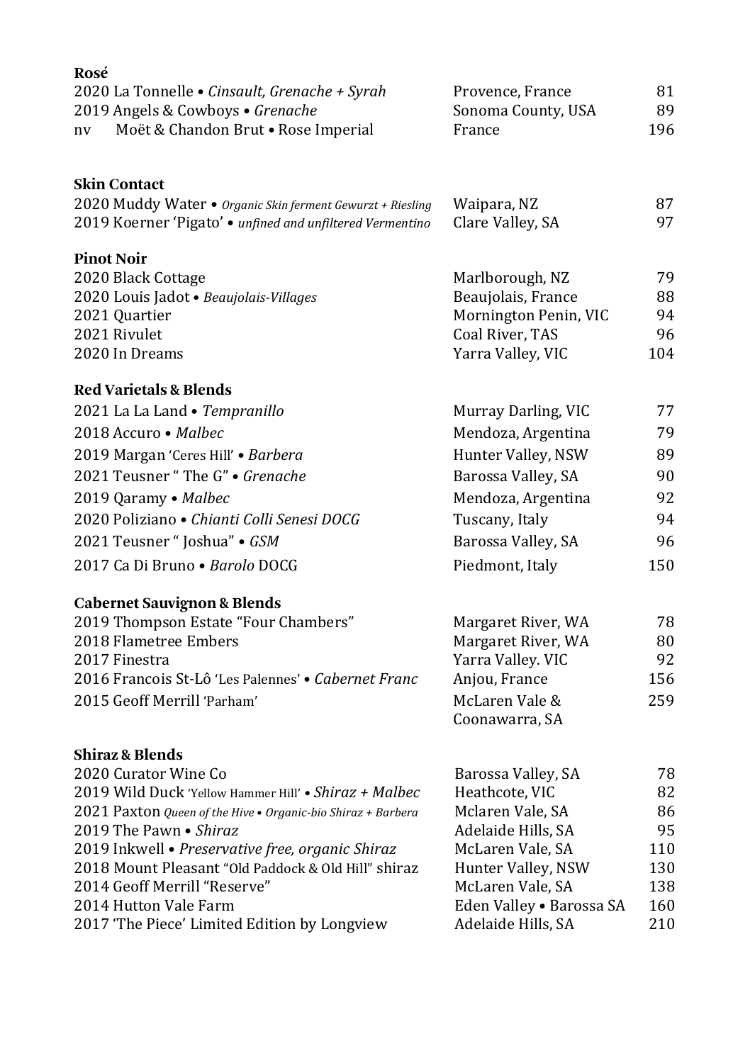## Rosé

| Wine | Region | Price |
|---|---|---|
| 2020 La Tonnelle • *Cinsault, Grenache + Syrah* | Provence, France | 81 |
| 2019 Angels & Cowboys • *Grenache* | Sonoma County, USA | 89 |
| nv Moët & Chandon Brut • Rose Imperial | France | 196 |

## Skin Contact

| Wine | Region | Price |
|---|---|---|
| 2020 Muddy Water • *Organic Skin ferment Gewurzt + Riesling* | Waipara, NZ | 87 |
| 2019 Koerner 'Pigato' • *unfined and unfiltered Vermentino* | Clare Valley, SA | 97 |

## Pinot Noir

| Wine | Region | Price |
|---|---|---|
| 2020 Black Cottage | Marlborough, NZ | 79 |
| 2020 Louis Jadot • *Beaujolais-Villages* | Beaujolais, France | 88 |
| 2021 Quartier | Mornington Penin, VIC | 94 |
| 2021 Rivulet | Coal River, TAS | 96 |
| 2020 In Dreams | Yarra Valley, VIC | 104 |

## Red Varietals & Blends

| Wine | Region | Price |
|---|---|---|
| 2021 La La Land • *Tempranillo* | Murray Darling, VIC | 77 |
| 2018 Accuro • *Malbec* | Mendoza, Argentina | 79 |
| 2019 Margan 'Ceres Hill' • *Barbera* | Hunter Valley, NSW | 89 |
| 2021 Teusner " The G" • *Grenache* | Barossa Valley, SA | 90 |
| 2019 Qaramy • *Malbec* | Mendoza, Argentina | 92 |
| 2020 Poliziano • *Chianti Colli Senesi DOCG* | Tuscany, Italy | 94 |
| 2021 Teusner " Joshua" • *GSM* | Barossa Valley, SA | 96 |
| 2017 Ca Di Bruno • *Barolo* DOCG | Piedmont, Italy | 150 |

## Cabernet Sauvignon & Blends

| Wine | Region | Price |
|---|---|---|
| 2019 Thompson Estate "Four Chambers" | Margaret River, WA | 78 |
| 2018 Flametree Embers | Margaret River, WA | 80 |
| 2017 Finestra | Yarra Valley. VIC | 92 |
| 2016 Francois St-Lô 'Les Palennes' • *Cabernet Franc* | Anjou, France | 156 |
| 2015 Geoff Merrill 'Parham' | McLaren Vale & Coonawarra, SA | 259 |

## Shiraz & Blends

| Wine | Region | Price |
|---|---|---|
| 2020 Curator Wine Co | Barossa Valley, SA | 78 |
| 2019 Wild Duck 'Yellow Hammer Hill' • *Shiraz + Malbec* | Heathcote, VIC | 82 |
| 2021 Paxton *Queen of the Hive • Organic-bio Shiraz + Barbera* | Mclaren Vale, SA | 86 |
| 2019 The Pawn • *Shiraz* | Adelaide Hills, SA | 95 |
| 2019 Inkwell • *Preservative free, organic Shiraz* | McLaren Vale, SA | 110 |
| 2018 Mount Pleasant "Old Paddock & Old Hill" shiraz | Hunter Valley, NSW | 130 |
| 2014 Geoff Merrill "Reserve" | McLaren Vale, SA | 138 |
| 2014 Hutton Vale Farm | Eden Valley • Barossa SA | 160 |
| 2017 'The Piece' Limited Edition by Longview | Adelaide Hills, SA | 210 |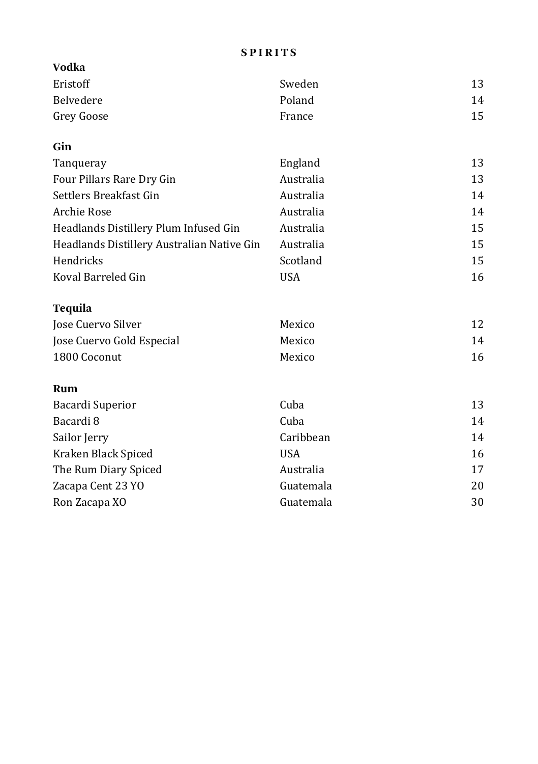# SPIRITS

## Vodka

| | | |
|---|---|---|
| Eristoff | Sweden | 13 |
| Belvedere | Poland | 14 |
| Grey Goose | France | 15 |

## Gin

| | | |
|---|---|---|
| Tanqueray | England | 13 |
| Four Pillars Rare Dry Gin | Australia | 13 |
| Settlers Breakfast Gin | Australia | 14 |
| Archie Rose | Australia | 14 |
| Headlands Distillery Plum Infused Gin | Australia | 15 |
| Headlands Distillery Australian Native Gin | Australia | 15 |
| Hendricks | Scotland | 15 |
| Koval Barreled Gin | USA | 16 |

## Tequila

| | | |
|---|---|---|
| Jose Cuervo Silver | Mexico | 12 |
| Jose Cuervo Gold Especial | Mexico | 14 |
| 1800 Coconut | Mexico | 16 |

## Rum

| | | |
|---|---|---|
| Bacardi Superior | Cuba | 13 |
| Bacardi 8 | Cuba | 14 |
| Sailor Jerry | Caribbean | 14 |
| Kraken Black Spiced | USA | 16 |
| The Rum Diary Spiced | Australia | 17 |
| Zacapa Cent 23 YO | Guatemala | 20 |
| Ron Zacapa XO | Guatemala | 30 |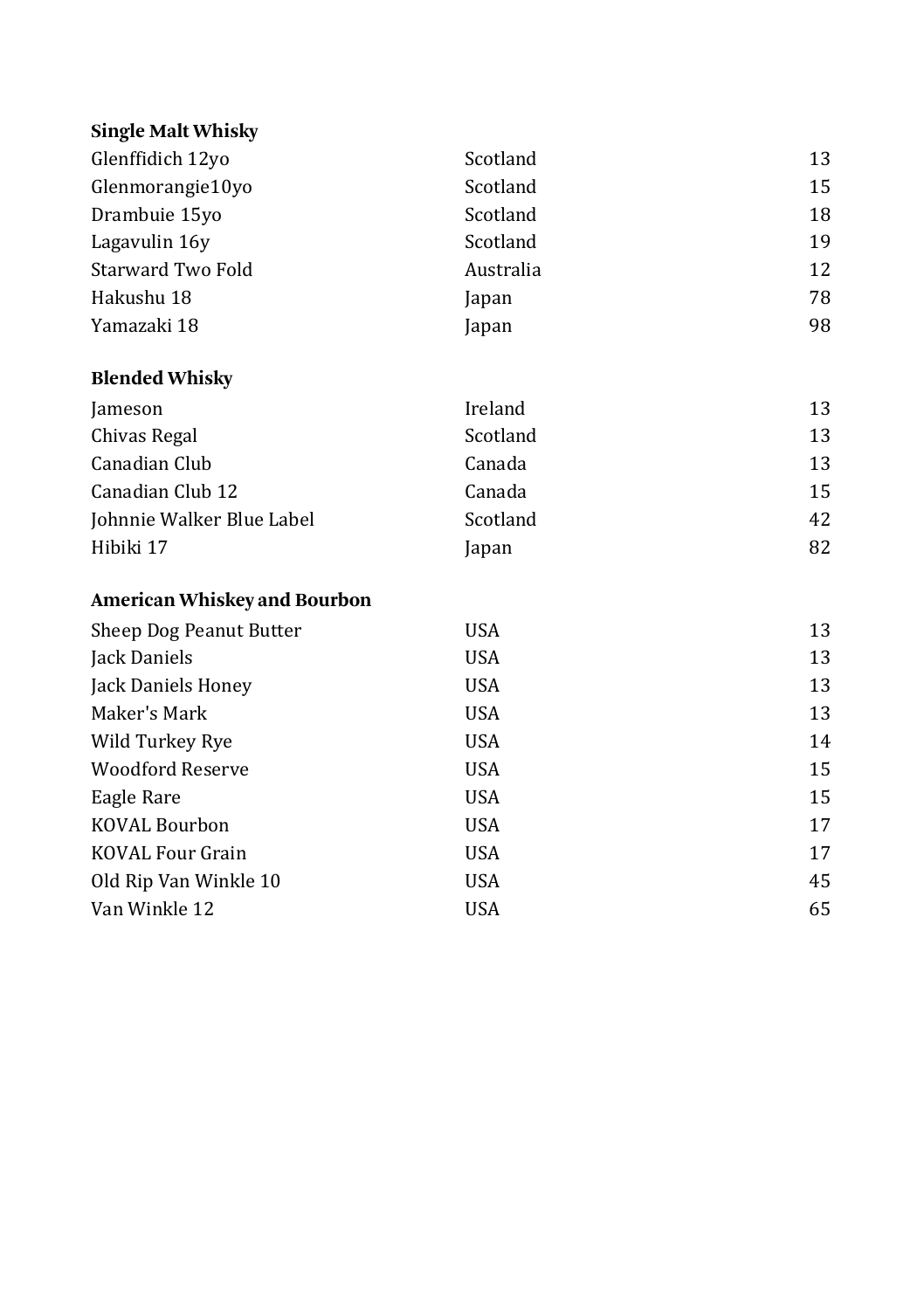**Single Malt Whisky**

| | | |
|---|---|---|
| Glenffidich 12yo | Scotland | 13 |
| Glenmorangie10yo | Scotland | 15 |
| Drambuie 15yo | Scotland | 18 |
| Lagavulin 16y | Scotland | 19 |
| Starward Two Fold | Australia | 12 |
| Hakushu 18 | Japan | 78 |
| Yamazaki 18 | Japan | 98 |

**Blended Whisky**

| | | |
|---|---|---|
| Jameson | Ireland | 13 |
| Chivas Regal | Scotland | 13 |
| Canadian Club | Canada | 13 |
| Canadian Club 12 | Canada | 15 |
| Johnnie Walker Blue Label | Scotland | 42 |
| Hibiki 17 | Japan | 82 |

**American Whiskey and Bourbon**

| | | |
|---|---|---|
| Sheep Dog Peanut Butter | USA | 13 |
| Jack Daniels | USA | 13 |
| Jack Daniels Honey | USA | 13 |
| Maker's Mark | USA | 13 |
| Wild Turkey Rye | USA | 14 |
| Woodford Reserve | USA | 15 |
| Eagle Rare | USA | 15 |
| KOVAL Bourbon | USA | 17 |
| KOVAL Four Grain | USA | 17 |
| Old Rip Van Winkle 10 | USA | 45 |
| Van Winkle 12 | USA | 65 |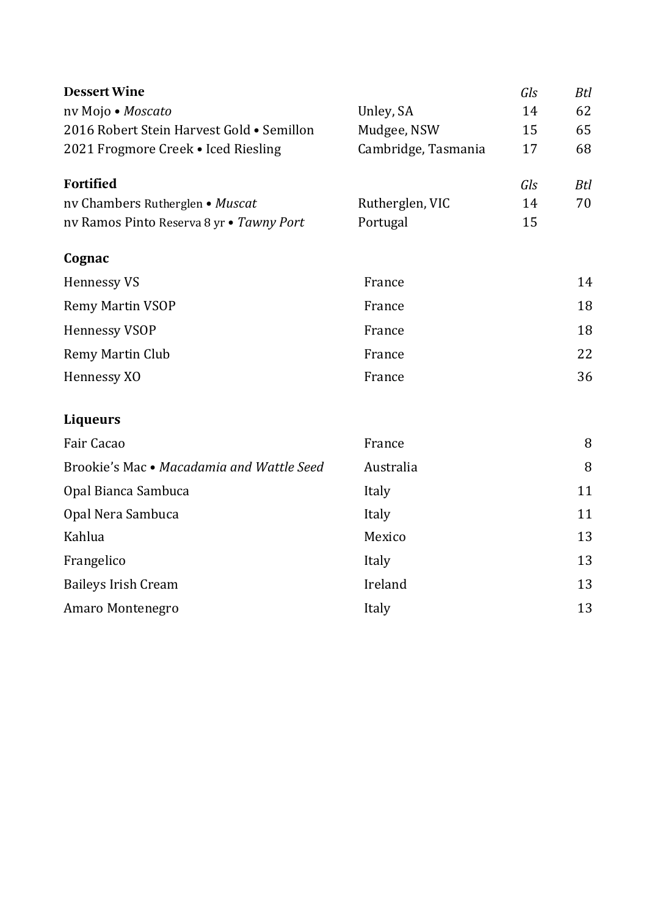| **Dessert Wine** | | *Gls* | *Btl* |
| --- | --- | --- | --- |
| nv Mojo • *Moscato* | Unley, SA | 14 | 62 |
| 2016 Robert Stein Harvest Gold • Semillon | Mudgee, NSW | 15 | 65 |
| 2021 Frogmore Creek • Iced Riesling | Cambridge, Tasmania | 17 | 68 |

| **Fortified** | | *Gls* | *Btl* |
| --- | --- | --- | --- |
| nv Chambers Rutherglen • *Muscat* | Rutherglen, VIC | 14 | 70 |
| nv Ramos Pinto Reserva 8 yr • *Tawny Port* | Portugal | 15 | |

**Cognac**

| | | |
| --- | --- | --- |
| Hennessy VS | France | 14 |
| Remy Martin VSOP | France | 18 |
| Hennessy VSOP | France | 18 |
| Remy Martin Club | France | 22 |
| Hennessy XO | France | 36 |

**Liqueurs**

| | | |
| --- | --- | --- |
| Fair Cacao | France | 8 |
| Brookie's Mac • *Macadamia and Wattle Seed* | Australia | 8 |
| Opal Bianca Sambuca | Italy | 11 |
| Opal Nera Sambuca | Italy | 11 |
| Kahlua | Mexico | 13 |
| Frangelico | Italy | 13 |
| Baileys Irish Cream | Ireland | 13 |
| Amaro Montenegro | Italy | 13 |